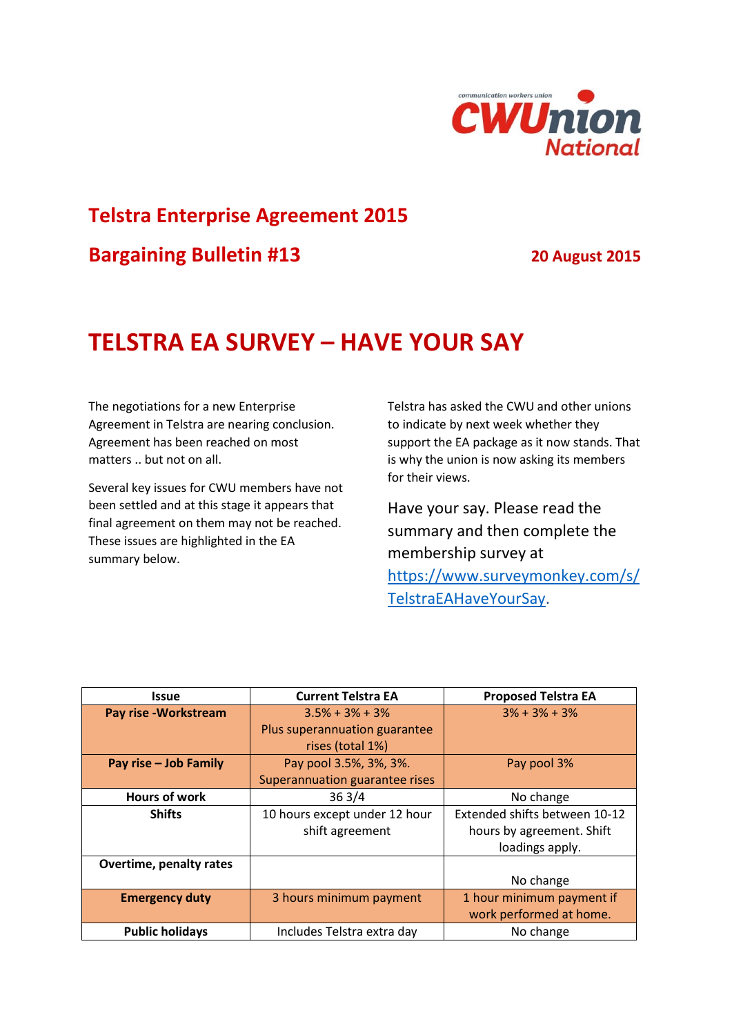## Telstra Enterprise Agreement 2015

## Bargaining Bulletin #13

**20 August 2015**

# TELSTRA EA SURVEY – HAVE YOUR SAY

The negotiations for a new Enterprise Agreement in Telstra are nearing conclusion. Agreement has been reached on most matters .. but not on all.

Several key issues for CWU members have not been settled and at this stage it appears that final agreement on them may not be reached. These issues are highlighted in the EA summary below.

Telstra has asked the CWU and other unions to indicate by next week whether they support the EA package as it now stands. That is why the union is now asking its members for their views.

Have your say. Please read the summary and then complete the membership survey at [https://www.surveymonkey.com/s/TelstraEAHaveYourSay](https://www.surveymonkey.com/s/TelstraEAHaveYourSay).

| Issue | Current Telstra EA | Proposed Telstra EA |
|---|---|---|
| **Pay rise -Workstream** | 3.5% + 3% + 3% Plus superannuation guarantee rises (total 1%) | 3% + 3% + 3% |
| **Pay rise – Job Family** | Pay pool 3.5%, 3%, 3%. Superannuation guarantee rises | Pay pool 3% |
| **Hours of work** | 36 3/4 | No change |
| **Shifts** | 10 hours except under 12 hour shift agreement | Extended shifts between 10-12 hours by agreement. Shift loadings apply. |
| **Overtime, penalty rates** | | No change |
| **Emergency duty** | 3 hours minimum payment | 1 hour minimum payment if work performed at home. |
| **Public holidays** | Includes Telstra extra day | No change |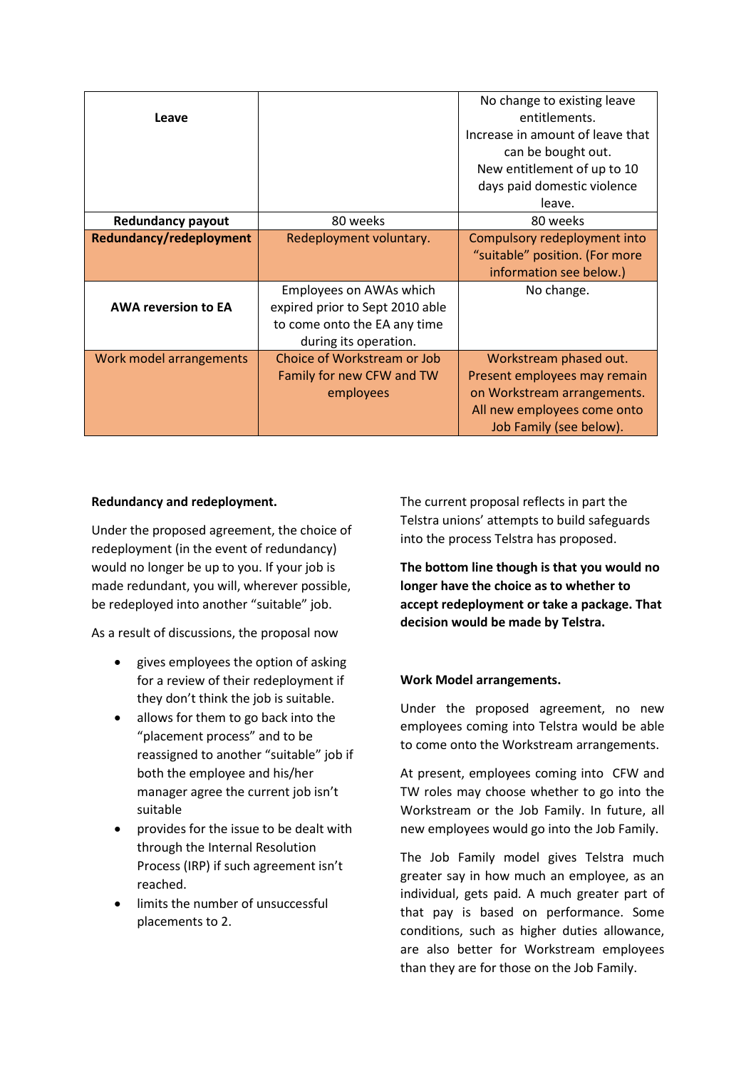| | | |
|---|---|---|
| **Leave** | | No change to existing leave entitlements. Increase in amount of leave that can be bought out. New entitlement of up to 10 days paid domestic violence leave. |
| **Redundancy payout** | 80 weeks | 80 weeks |
| **Redundancy/redeployment** | Redeployment voluntary. | Compulsory redeployment into "suitable" position. (For more information see below.) |
| **AWA reversion to EA** | Employees on AWAs which expired prior to Sept 2010 able to come onto the EA any time during its operation. | No change. |
| Work model arrangements | Choice of Workstream or Job Family for new CFW and TW employees | Workstream phased out. Present employees may remain on Workstream arrangements. All new employees come onto Job Family (see below). |

**Redundancy and redeployment.**

Under the proposed agreement, the choice of redeployment (in the event of redundancy) would no longer be up to you. If your job is made redundant, you will, wherever possible, be redeployed into another "suitable" job.

As a result of discussions, the proposal now

- gives employees the option of asking for a review of their redeployment if they don't think the job is suitable.
- allows for them to go back into the "placement process" and to be reassigned to another "suitable" job if both the employee and his/her manager agree the current job isn't suitable
- provides for the issue to be dealt with through the Internal Resolution Process (IRP) if such agreement isn't reached.
- limits the number of unsuccessful placements to 2.

The current proposal reflects in part the Telstra unions' attempts to build safeguards into the process Telstra has proposed.

**The bottom line though is that you would no longer have the choice as to whether to accept redeployment or take a package. That decision would be made by Telstra.**

**Work Model arrangements.**

Under the proposed agreement, no new employees coming into Telstra would be able to come onto the Workstream arrangements.

At present, employees coming into CFW and TW roles may choose whether to go into the Workstream or the Job Family. In future, all new employees would go into the Job Family.

The Job Family model gives Telstra much greater say in how much an employee, as an individual, gets paid. A much greater part of that pay is based on performance. Some conditions, such as higher duties allowance, are also better for Workstream employees than they are for those on the Job Family.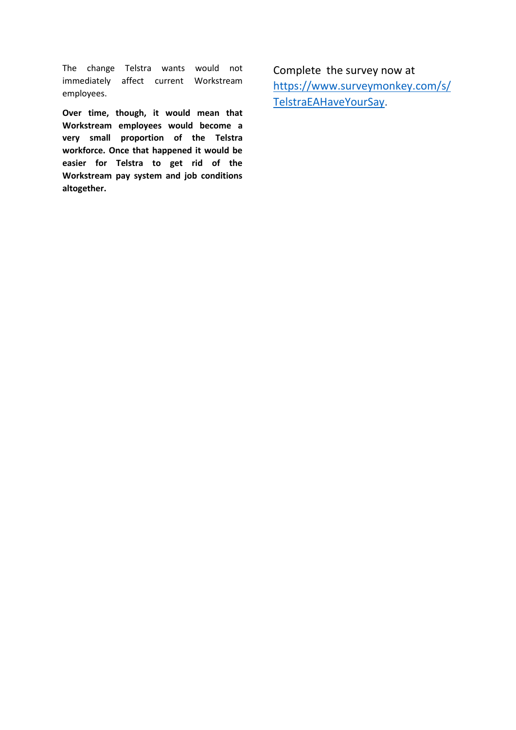The change Telstra wants would not immediately affect current Workstream employees.

**Over time, though, it would mean that Workstream employees would become a very small proportion of the Telstra workforce. Once that happened it would be easier for Telstra to get rid of the Workstream pay system and job conditions altogether.**

Complete the survey now at [https://www.surveymonkey.com/s/TelstraEAHaveYourSay](https://www.surveymonkey.com/s/TelstraEAHaveYourSay).